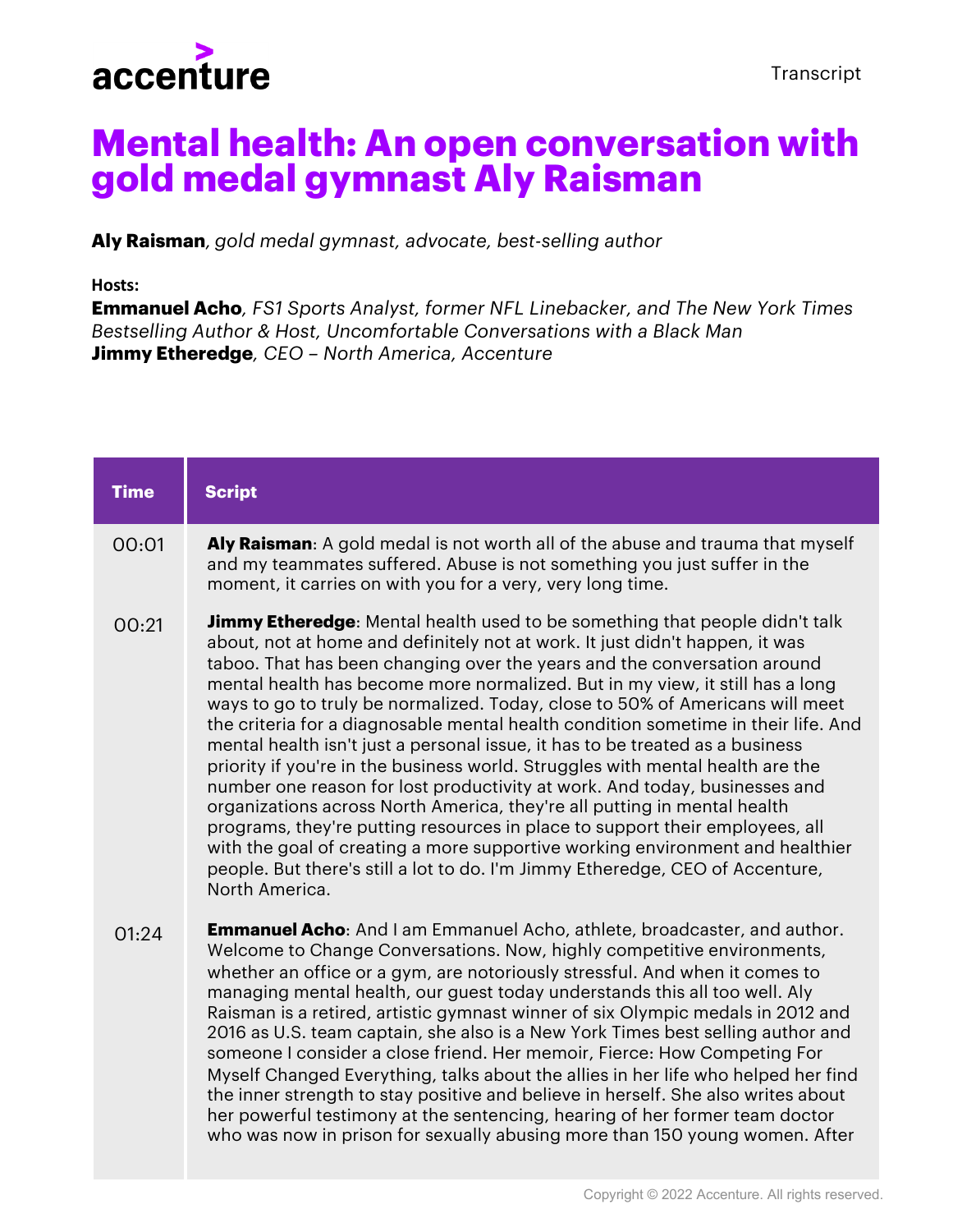accenture

Transcript

# Mental health: An open conversation with gold medal gymnast Aly Raisman

**Aly Raisman**, *gold medal gymnast, advocate, best-selling author*

**Hosts:**

**Emmanuel Acho**, *FS1 Sports Analyst, former NFL Linebacker, and The New York Times Bestselling Author & Host, Uncomfortable Conversations with a Black Man*

**Jimmy Etheredge**, *CEO – North America, Accenture*

| Time | Script |
| --- | --- |
| 00:01 | **Aly Raisman**: A gold medal is not worth all of the abuse and trauma that myself and my teammates suffered. Abuse is not something you just suffer in the moment, it carries on with you for a very, very long time. |
| 00:21 | **Jimmy Etheredge**: Mental health used to be something that people didn't talk about, not at home and definitely not at work. It just didn't happen, it was taboo. That has been changing over the years and the conversation around mental health has become more normalized. But in my view, it still has a long ways to go to truly be normalized. Today, close to 50% of Americans will meet the criteria for a diagnosable mental health condition sometime in their life. And mental health isn't just a personal issue, it has to be treated as a business priority if you're in the business world. Struggles with mental health are the number one reason for lost productivity at work. And today, businesses and organizations across North America, they're all putting in mental health programs, they're putting resources in place to support their employees, all with the goal of creating a more supportive working environment and healthier people. But there's still a lot to do. I'm Jimmy Etheredge, CEO of Accenture, North America. |
| 01:24 | **Emmanuel Acho**: And I am Emmanuel Acho, athlete, broadcaster, and author. Welcome to Change Conversations. Now, highly competitive environments, whether an office or a gym, are notoriously stressful. And when it comes to managing mental health, our guest today understands this all too well. Aly Raisman is a retired, artistic gymnast winner of six Olympic medals in 2012 and 2016 as U.S. team captain, she also is a New York Times best selling author and someone I consider a close friend. Her memoir, Fierce: How Competing For Myself Changed Everything, talks about the allies in her life who helped her find the inner strength to stay positive and believe in herself. She also writes about her powerful testimony at the sentencing, hearing of her former team doctor who was now in prison for sexually abusing more than 150 young women. After |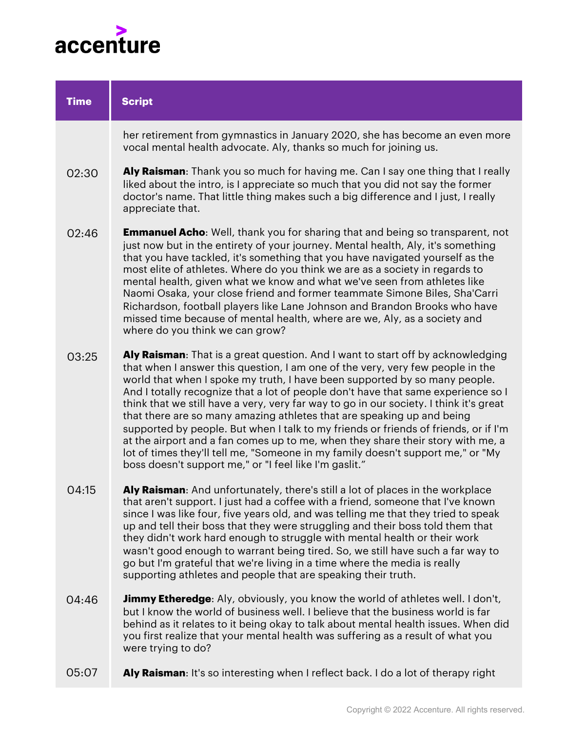| Time | Script |
| --- | --- |
| | her retirement from gymnastics in January 2020, she has become an even more vocal mental health advocate. Aly, thanks so much for joining us. |
| 02:30 | **Aly Raisman**: Thank you so much for having me. Can I say one thing that I really liked about the intro, is I appreciate so much that you did not say the former doctor's name. That little thing makes such a big difference and I just, I really appreciate that. |
| 02:46 | **Emmanuel Acho**: Well, thank you for sharing that and being so transparent, not just now but in the entirety of your journey. Mental health, Aly, it's something that you have tackled, it's something that you have navigated yourself as the most elite of athletes. Where do you think we are as a society in regards to mental health, given what we know and what we've seen from athletes like Naomi Osaka, your close friend and former teammate Simone Biles, Sha'Carri Richardson, football players like Lane Johnson and Brandon Brooks who have missed time because of mental health, where are we, Aly, as a society and where do you think we can grow? |
| 03:25 | **Aly Raisman**: That is a great question. And I want to start off by acknowledging that when I answer this question, I am one of the very, very few people in the world that when I spoke my truth, I have been supported by so many people. And I totally recognize that a lot of people don't have that same experience so I think that we still have a very, very far way to go in our society. I think it's great that there are so many amazing athletes that are speaking up and being supported by people. But when I talk to my friends or friends of friends, or if I'm at the airport and a fan comes up to me, when they share their story with me, a lot of times they'll tell me, "Someone in my family doesn't support me," or "My boss doesn't support me," or "I feel like I'm gaslit." |
| 04:15 | **Aly Raisman**: And unfortunately, there's still a lot of places in the workplace that aren't support. I just had a coffee with a friend, someone that I've known since I was like four, five years old, and was telling me that they tried to speak up and tell their boss that they were struggling and their boss told them that they didn't work hard enough to struggle with mental health or their work wasn't good enough to warrant being tired. So, we still have such a far way to go but I'm grateful that we're living in a time where the media is really supporting athletes and people that are speaking their truth. |
| 04:46 | **Jimmy Etheredge**: Aly, obviously, you know the world of athletes well. I don't, but I know the world of business well. I believe that the business world is far behind as it relates to it being okay to talk about mental health issues. When did you first realize that your mental health was suffering as a result of what you were trying to do? |
| 05:07 | **Aly Raisman**: It's so interesting when I reflect back. I do a lot of therapy right |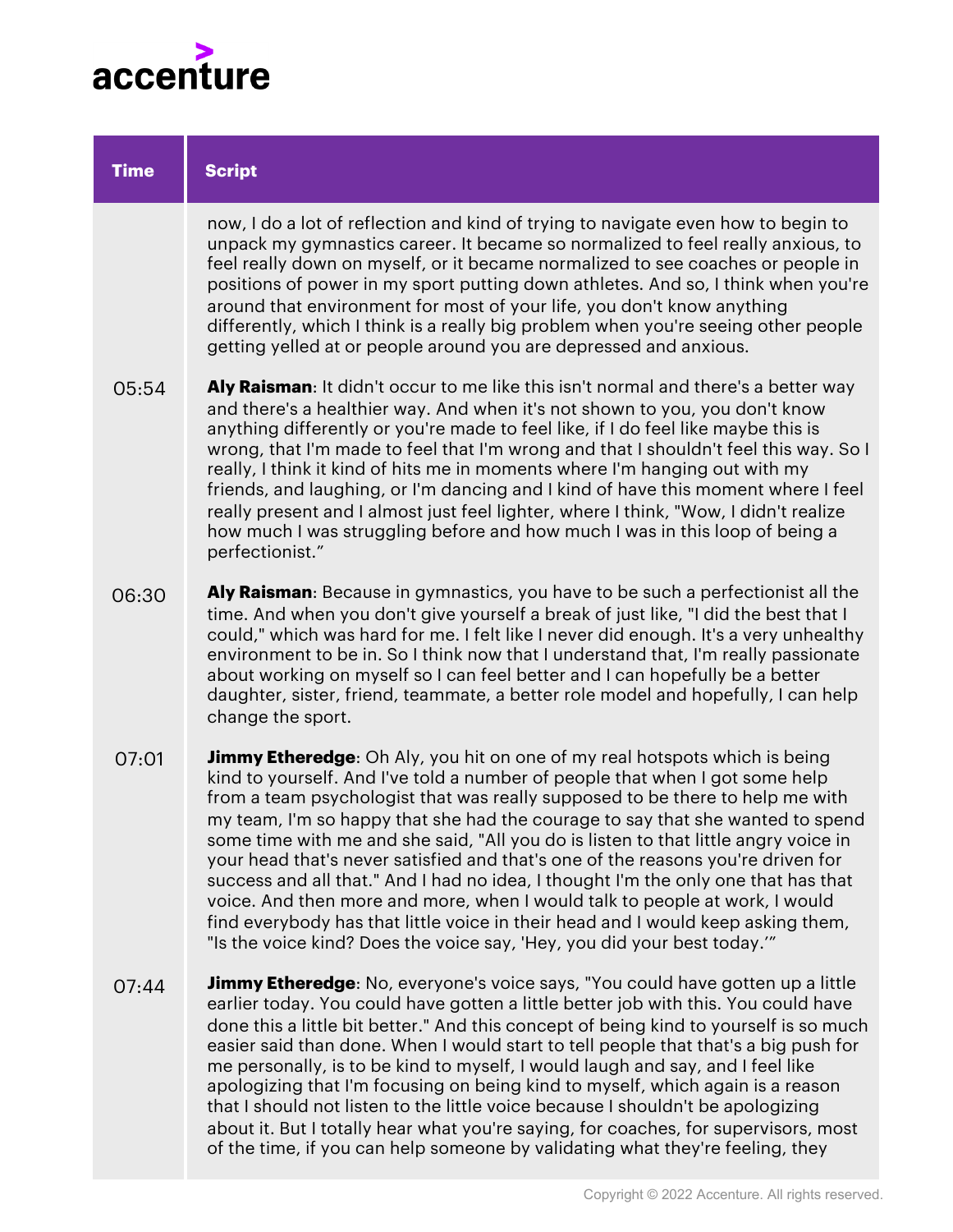| Time | Script |
| --- | --- |
| | now, I do a lot of reflection and kind of trying to navigate even how to begin to unpack my gymnastics career. It became so normalized to feel really anxious, to feel really down on myself, or it became normalized to see coaches or people in positions of power in my sport putting down athletes. And so, I think when you're around that environment for most of your life, you don't know anything differently, which I think is a really big problem when you're seeing other people getting yelled at or people around you are depressed and anxious. |
| 05:54 | **Aly Raisman**: It didn't occur to me like this isn't normal and there's a better way and there's a healthier way. And when it's not shown to you, you don't know anything differently or you're made to feel like, if I do feel like maybe this is wrong, that I'm made to feel that I'm wrong and that I shouldn't feel this way. So I really, I think it kind of hits me in moments where I'm hanging out with my friends, and laughing, or I'm dancing and I kind of have this moment where I feel really present and I almost just feel lighter, where I think, "Wow, I didn't realize how much I was struggling before and how much I was in this loop of being a perfectionist." |
| 06:30 | **Aly Raisman**: Because in gymnastics, you have to be such a perfectionist all the time. And when you don't give yourself a break of just like, "I did the best that I could," which was hard for me. I felt like I never did enough. It's a very unhealthy environment to be in. So I think now that I understand that, I'm really passionate about working on myself so I can feel better and I can hopefully be a better daughter, sister, friend, teammate, a better role model and hopefully, I can help change the sport. |
| 07:01 | **Jimmy Etheredge**: Oh Aly, you hit on one of my real hotspots which is being kind to yourself. And I've told a number of people that when I got some help from a team psychologist that was really supposed to be there to help me with my team, I'm so happy that she had the courage to say that she wanted to spend some time with me and she said, "All you do is listen to that little angry voice in your head that's never satisfied and that's one of the reasons you're driven for success and all that." And I had no idea, I thought I'm the only one that has that voice. And then more and more, when I would talk to people at work, I would find everybody has that little voice in their head and I would keep asking them, "Is the voice kind? Does the voice say, 'Hey, you did your best today.'" |
| 07:44 | **Jimmy Etheredge**: No, everyone's voice says, "You could have gotten up a little earlier today. You could have gotten a little better job with this. You could have done this a little bit better." And this concept of being kind to yourself is so much easier said than done. When I would start to tell people that that's a big push for me personally, is to be kind to myself, I would laugh and say, and I feel like apologizing that I'm focusing on being kind to myself, which again is a reason that I should not listen to the little voice because I shouldn't be apologizing about it. But I totally hear what you're saying, for coaches, for supervisors, most of the time, if you can help someone by validating what they're feeling, they |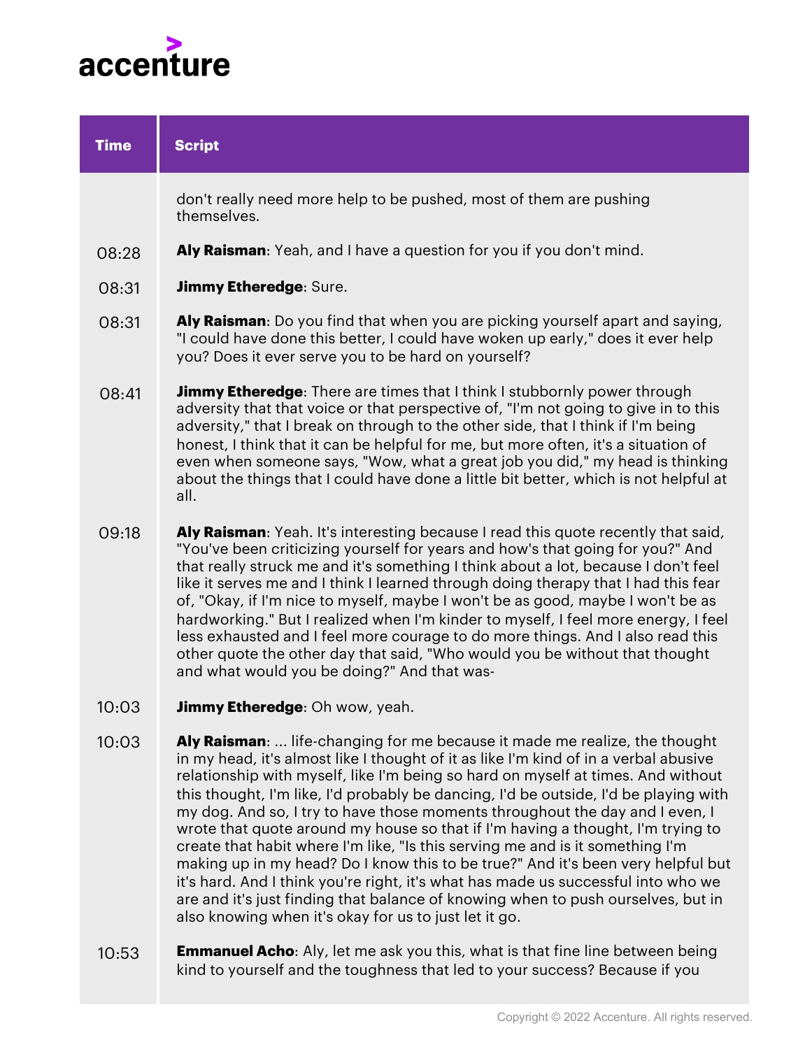| Time | Script |
| --- | --- |
| | don't really need more help to be pushed, most of them are pushing themselves. |
| 08:28 | **Aly Raisman**: Yeah, and I have a question for you if you don't mind. |
| 08:31 | **Jimmy Etheredge**: Sure. |
| 08:31 | **Aly Raisman**: Do you find that when you are picking yourself apart and saying, "I could have done this better, I could have woken up early," does it ever help you? Does it ever serve you to be hard on yourself? |
| 08:41 | **Jimmy Etheredge**: There are times that I think I stubbornly power through adversity that that voice or that perspective of, "I'm not going to give in to this adversity," that I break on through to the other side, that I think if I'm being honest, I think that it can be helpful for me, but more often, it's a situation of even when someone says, "Wow, what a great job you did," my head is thinking about the things that I could have done a little bit better, which is not helpful at all. |
| 09:18 | **Aly Raisman**: Yeah. It's interesting because I read this quote recently that said, "You've been criticizing yourself for years and how's that going for you?" And that really struck me and it's something I think about a lot, because I don't feel like it serves me and I think I learned through doing therapy that I had this fear of, "Okay, if I'm nice to myself, maybe I won't be as good, maybe I won't be as hardworking." But I realized when I'm kinder to myself, I feel more energy, I feel less exhausted and I feel more courage to do more things. And I also read this other quote the other day that said, "Who would you be without that thought and what would you be doing?" And that was- |
| 10:03 | **Jimmy Etheredge**: Oh wow, yeah. |
| 10:03 | **Aly Raisman**: ... life-changing for me because it made me realize, the thought in my head, it's almost like I thought of it as like I'm kind of in a verbal abusive relationship with myself, like I'm being so hard on myself at times. And without this thought, I'm like, I'd probably be dancing, I'd be outside, I'd be playing with my dog. And so, I try to have those moments throughout the day and I even, I wrote that quote around my house so that if I'm having a thought, I'm trying to create that habit where I'm like, "Is this serving me and is it something I'm making up in my head? Do I know this to be true?" And it's been very helpful but it's hard. And I think you're right, it's what has made us successful into who we are and it's just finding that balance of knowing when to push ourselves, but in also knowing when it's okay for us to just let it go. |
| 10:53 | **Emmanuel Acho**: Aly, let me ask you this, what is that fine line between being kind to yourself and the toughness that led to your success? Because if you |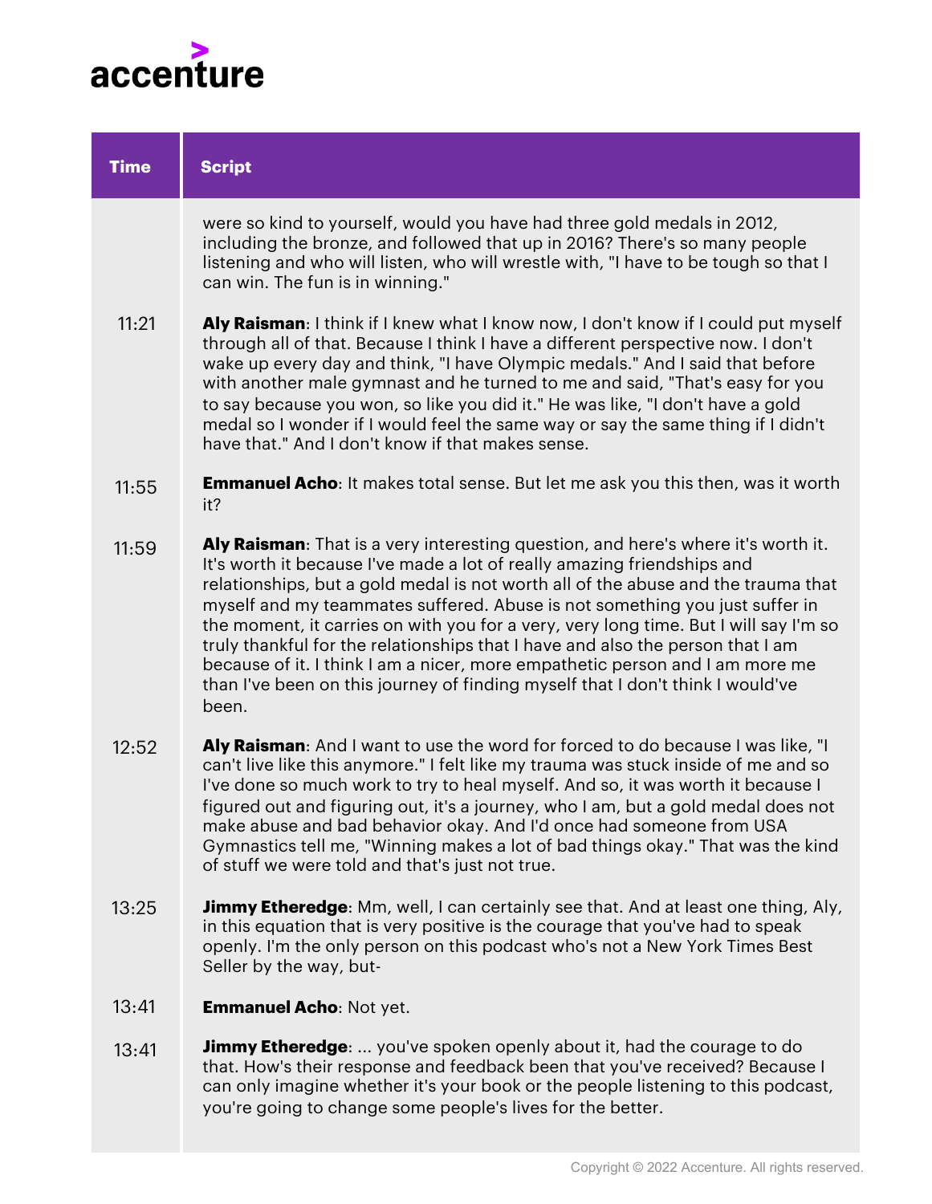| Time | Script |
| --- | --- |
| | were so kind to yourself, would you have had three gold medals in 2012, including the bronze, and followed that up in 2016? There's so many people listening and who will listen, who will wrestle with, "I have to be tough so that I can win. The fun is in winning." |
| 11:21 | **Aly Raisman**: I think if I knew what I know now, I don't know if I could put myself through all of that. Because I think I have a different perspective now. I don't wake up every day and think, "I have Olympic medals." And I said that before with another male gymnast and he turned to me and said, "That's easy for you to say because you won, so like you did it." He was like, "I don't have a gold medal so I wonder if I would feel the same way or say the same thing if I didn't have that." And I don't know if that makes sense. |
| 11:55 | **Emmanuel Acho**: It makes total sense. But let me ask you this then, was it worth it? |
| 11:59 | **Aly Raisman**: That is a very interesting question, and here's where it's worth it. It's worth it because I've made a lot of really amazing friendships and relationships, but a gold medal is not worth all of the abuse and the trauma that myself and my teammates suffered. Abuse is not something you just suffer in the moment, it carries on with you for a very, very long time. But I will say I'm so truly thankful for the relationships that I have and also the person that I am because of it. I think I am a nicer, more empathetic person and I am more me than I've been on this journey of finding myself that I don't think I would've been. |
| 12:52 | **Aly Raisman**: And I want to use the word for forced to do because I was like, "I can't live like this anymore." I felt like my trauma was stuck inside of me and so I've done so much work to try to heal myself. And so, it was worth it because I figured out and figuring out, it's a journey, who I am, but a gold medal does not make abuse and bad behavior okay. And I'd once had someone from USA Gymnastics tell me, "Winning makes a lot of bad things okay." That was the kind of stuff we were told and that's just not true. |
| 13:25 | **Jimmy Etheredge**: Mm, well, I can certainly see that. And at least one thing, Aly, in this equation that is very positive is the courage that you've had to speak openly. I'm the only person on this podcast who's not a New York Times Best Seller by the way, but- |
| 13:41 | **Emmanuel Acho**: Not yet. |
| 13:41 | **Jimmy Etheredge**: ... you've spoken openly about it, had the courage to do that. How's their response and feedback been that you've received? Because I can only imagine whether it's your book or the people listening to this podcast, you're going to change some people's lives for the better. |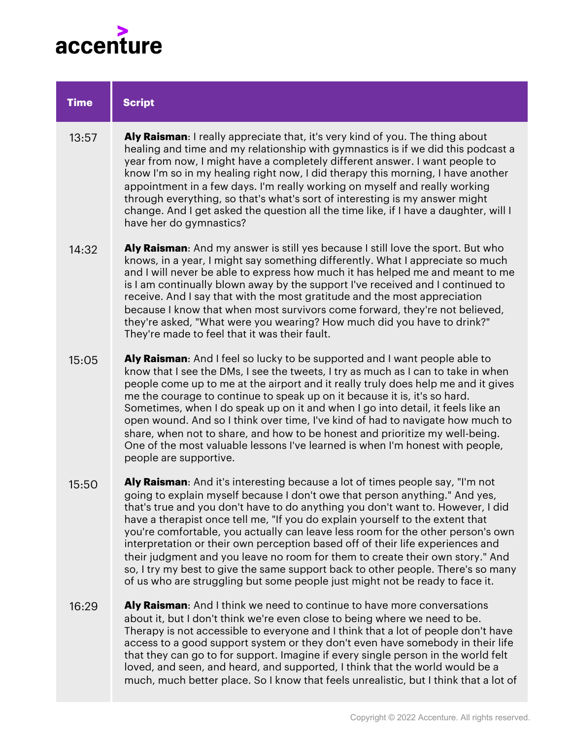| Time | Script |
|---|---|
| 13:57 | **Aly Raisman**: I really appreciate that, it's very kind of you. The thing about healing and time and my relationship with gymnastics is if we did this podcast a year from now, I might have a completely different answer. I want people to know I'm so in my healing right now, I did therapy this morning, I have another appointment in a few days. I'm really working on myself and really working through everything, so that's what's sort of interesting is my answer might change. And I get asked the question all the time like, if I have a daughter, will I have her do gymnastics? |
| 14:32 | **Aly Raisman**: And my answer is still yes because I still love the sport. But who knows, in a year, I might say something differently. What I appreciate so much and I will never be able to express how much it has helped me and meant to me is I am continually blown away by the support I've received and I continued to receive. And I say that with the most gratitude and the most appreciation because I know that when most survivors come forward, they're not believed, they're asked, "What were you wearing? How much did you have to drink?" They're made to feel that it was their fault. |
| 15:05 | **Aly Raisman**: And I feel so lucky to be supported and I want people able to know that I see the DMs, I see the tweets, I try as much as I can to take in when people come up to me at the airport and it really truly does help me and it gives me the courage to continue to speak up on it because it is, it's so hard. Sometimes, when I do speak up on it and when I go into detail, it feels like an open wound. And so I think over time, I've kind of had to navigate how much to share, when not to share, and how to be honest and prioritize my well-being. One of the most valuable lessons I've learned is when I'm honest with people, people are supportive. |
| 15:50 | **Aly Raisman**: And it's interesting because a lot of times people say, "I'm not going to explain myself because I don't owe that person anything." And yes, that's true and you don't have to do anything you don't want to. However, I did have a therapist once tell me, "If you do explain yourself to the extent that you're comfortable, you actually can leave less room for the other person's own interpretation or their own perception based off of their life experiences and their judgment and you leave no room for them to create their own story." And so, I try my best to give the same support back to other people. There's so many of us who are struggling but some people just might not be ready to face it. |
| 16:29 | **Aly Raisman**: And I think we need to continue to have more conversations about it, but I don't think we're even close to being where we need to be. Therapy is not accessible to everyone and I think that a lot of people don't have access to a good support system or they don't even have somebody in their life that they can go to for support. Imagine if every single person in the world felt loved, and seen, and heard, and supported, I think that the world would be a much, much better place. So I know that feels unrealistic, but I think that a lot of |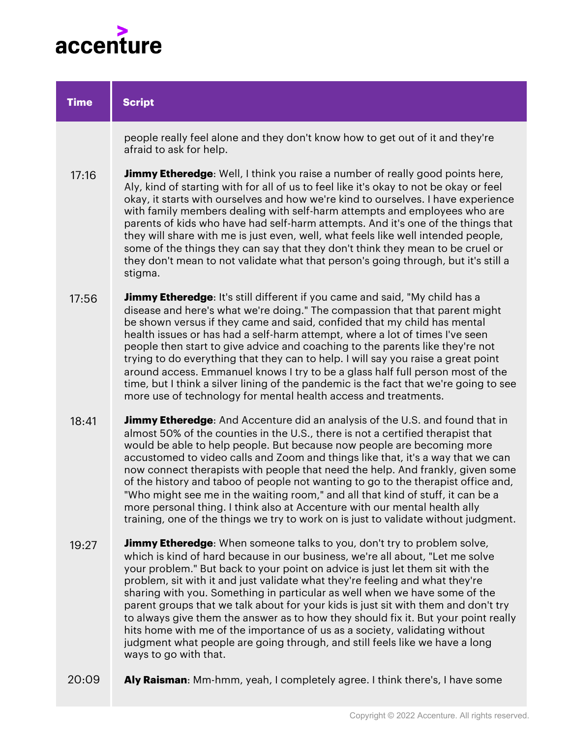| Time | Script |
|---|---|
| | people really feel alone and they don't know how to get out of it and they're afraid to ask for help. |
| 17:16 | **Jimmy Etheredge**: Well, I think you raise a number of really good points here, Aly, kind of starting with for all of us to feel like it's okay to not be okay or feel okay, it starts with ourselves and how we're kind to ourselves. I have experience with family members dealing with self-harm attempts and employees who are parents of kids who have had self-harm attempts. And it's one of the things that they will share with me is just even, well, what feels like well intended people, some of the things they can say that they don't think they mean to be cruel or they don't mean to not validate what that person's going through, but it's still a stigma. |
| 17:56 | **Jimmy Etheredge**: It's still different if you came and said, "My child has a disease and here's what we're doing." The compassion that that parent might be shown versus if they came and said, confided that my child has mental health issues or has had a self-harm attempt, where a lot of times I've seen people then start to give advice and coaching to the parents like they're not trying to do everything that they can to help. I will say you raise a great point around access. Emmanuel knows I try to be a glass half full person most of the time, but I think a silver lining of the pandemic is the fact that we're going to see more use of technology for mental health access and treatments. |
| 18:41 | **Jimmy Etheredge**: And Accenture did an analysis of the U.S. and found that in almost 50% of the counties in the U.S., there is not a certified therapist that would be able to help people. But because now people are becoming more accustomed to video calls and Zoom and things like that, it's a way that we can now connect therapists with people that need the help. And frankly, given some of the history and taboo of people not wanting to go to the therapist office and, "Who might see me in the waiting room," and all that kind of stuff, it can be a more personal thing. I think also at Accenture with our mental health ally training, one of the things we try to work on is just to validate without judgment. |
| 19:27 | **Jimmy Etheredge**: When someone talks to you, don't try to problem solve, which is kind of hard because in our business, we're all about, "Let me solve your problem." But back to your point on advice is just let them sit with the problem, sit with it and just validate what they're feeling and what they're sharing with you. Something in particular as well when we have some of the parent groups that we talk about for your kids is just sit with them and don't try to always give them the answer as to how they should fix it. But your point really hits home with me of the importance of us as a society, validating without judgment what people are going through, and still feels like we have a long ways to go with that. |
| 20:09 | **Aly Raisman**: Mm-hmm, yeah, I completely agree. I think there's, I have some |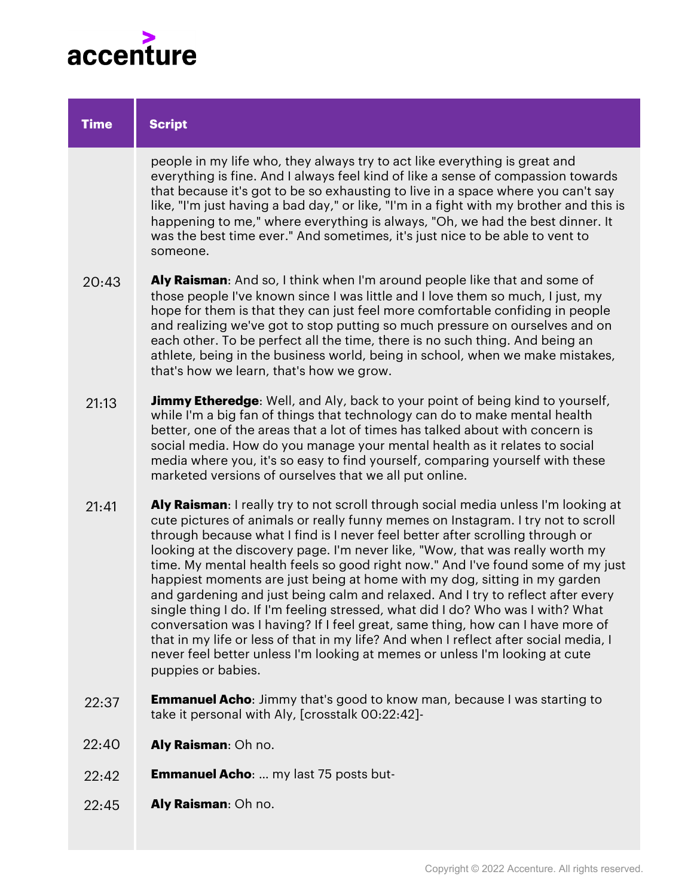| Time | Script |
|---|---|
| | people in my life who, they always try to act like everything is great and everything is fine. And I always feel kind of like a sense of compassion towards that because it's got to be so exhausting to live in a space where you can't say like, "I'm just having a bad day," or like, "I'm in a fight with my brother and this is happening to me," where everything is always, "Oh, we had the best dinner. It was the best time ever." And sometimes, it's just nice to be able to vent to someone. |
| 20:43 | **Aly Raisman**: And so, I think when I'm around people like that and some of those people I've known since I was little and I love them so much, I just, my hope for them is that they can just feel more comfortable confiding in people and realizing we've got to stop putting so much pressure on ourselves and on each other. To be perfect all the time, there is no such thing. And being an athlete, being in the business world, being in school, when we make mistakes, that's how we learn, that's how we grow. |
| 21:13 | **Jimmy Etheredge**: Well, and Aly, back to your point of being kind to yourself, while I'm a big fan of things that technology can do to make mental health better, one of the areas that a lot of times has talked about with concern is social media. How do you manage your mental health as it relates to social media where you, it's so easy to find yourself, comparing yourself with these marketed versions of ourselves that we all put online. |
| 21:41 | **Aly Raisman**: I really try to not scroll through social media unless I'm looking at cute pictures of animals or really funny memes on Instagram. I try not to scroll through because what I find is I never feel better after scrolling through or looking at the discovery page. I'm never like, "Wow, that was really worth my time. My mental health feels so good right now." And I've found some of my just happiest moments are just being at home with my dog, sitting in my garden and gardening and just being calm and relaxed. And I try to reflect after every single thing I do. If I'm feeling stressed, what did I do? Who was I with? What conversation was I having? If I feel great, same thing, how can I have more of that in my life or less of that in my life? And when I reflect after social media, I never feel better unless I'm looking at memes or unless I'm looking at cute puppies or babies. |
| 22:37 | **Emmanuel Acho**: Jimmy that's good to know man, because I was starting to take it personal with Aly, [crosstalk 00:22:42]- |
| 22:40 | **Aly Raisman**: Oh no. |
| 22:42 | **Emmanuel Acho**: ... my last 75 posts but- |
| 22:45 | **Aly Raisman**: Oh no. |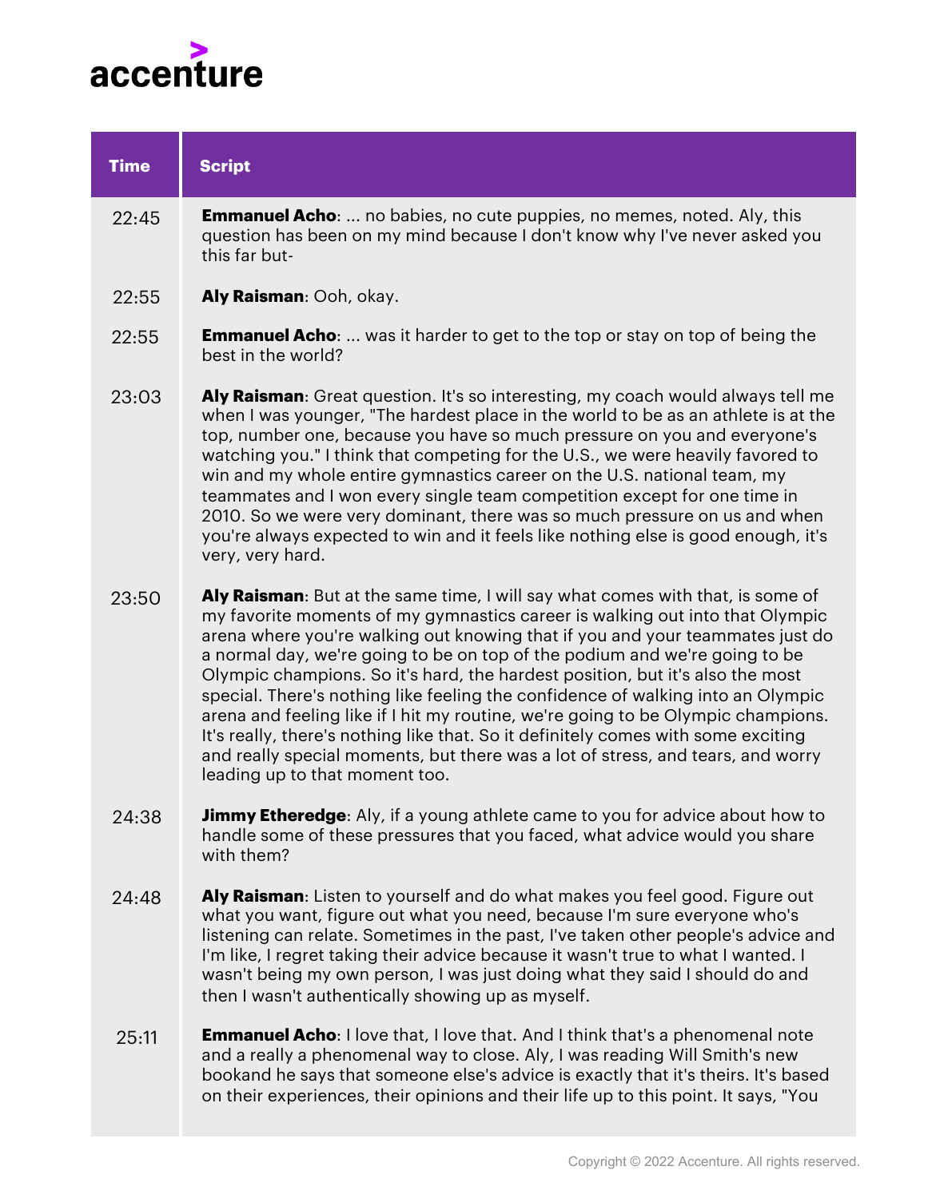| Time | Script |
|---|---|
| 22:45 | **Emmanuel Acho**: ... no babies, no cute puppies, no memes, noted. Aly, this question has been on my mind because I don't know why I've never asked you this far but- |
| 22:55 | **Aly Raisman**: Ooh, okay. |
| 22:55 | **Emmanuel Acho**: ... was it harder to get to the top or stay on top of being the best in the world? |
| 23:03 | **Aly Raisman**: Great question. It's so interesting, my coach would always tell me when I was younger, "The hardest place in the world to be as an athlete is at the top, number one, because you have so much pressure on you and everyone's watching you." I think that competing for the U.S., we were heavily favored to win and my whole entire gymnastics career on the U.S. national team, my teammates and I won every single team competition except for one time in 2010. So we were very dominant, there was so much pressure on us and when you're always expected to win and it feels like nothing else is good enough, it's very, very hard. |
| 23:50 | **Aly Raisman**: But at the same time, I will say what comes with that, is some of my favorite moments of my gymnastics career is walking out into that Olympic arena where you're walking out knowing that if you and your teammates just do a normal day, we're going to be on top of the podium and we're going to be Olympic champions. So it's hard, the hardest position, but it's also the most special. There's nothing like feeling the confidence of walking into an Olympic arena and feeling like if I hit my routine, we're going to be Olympic champions. It's really, there's nothing like that. So it definitely comes with some exciting and really special moments, but there was a lot of stress, and tears, and worry leading up to that moment too. |
| 24:38 | **Jimmy Etheredge**: Aly, if a young athlete came to you for advice about how to handle some of these pressures that you faced, what advice would you share with them? |
| 24:48 | **Aly Raisman**: Listen to yourself and do what makes you feel good. Figure out what you want, figure out what you need, because I'm sure everyone who's listening can relate. Sometimes in the past, I've taken other people's advice and I'm like, I regret taking their advice because it wasn't true to what I wanted. I wasn't being my own person, I was just doing what they said I should do and then I wasn't authentically showing up as myself. |
| 25:11 | **Emmanuel Acho**: I love that, I love that. And I think that's a phenomenal note and a really a phenomenal way to close. Aly, I was reading Will Smith's new bookand he says that someone else's advice is exactly that it's theirs. It's based on their experiences, their opinions and their life up to this point. It says, "You |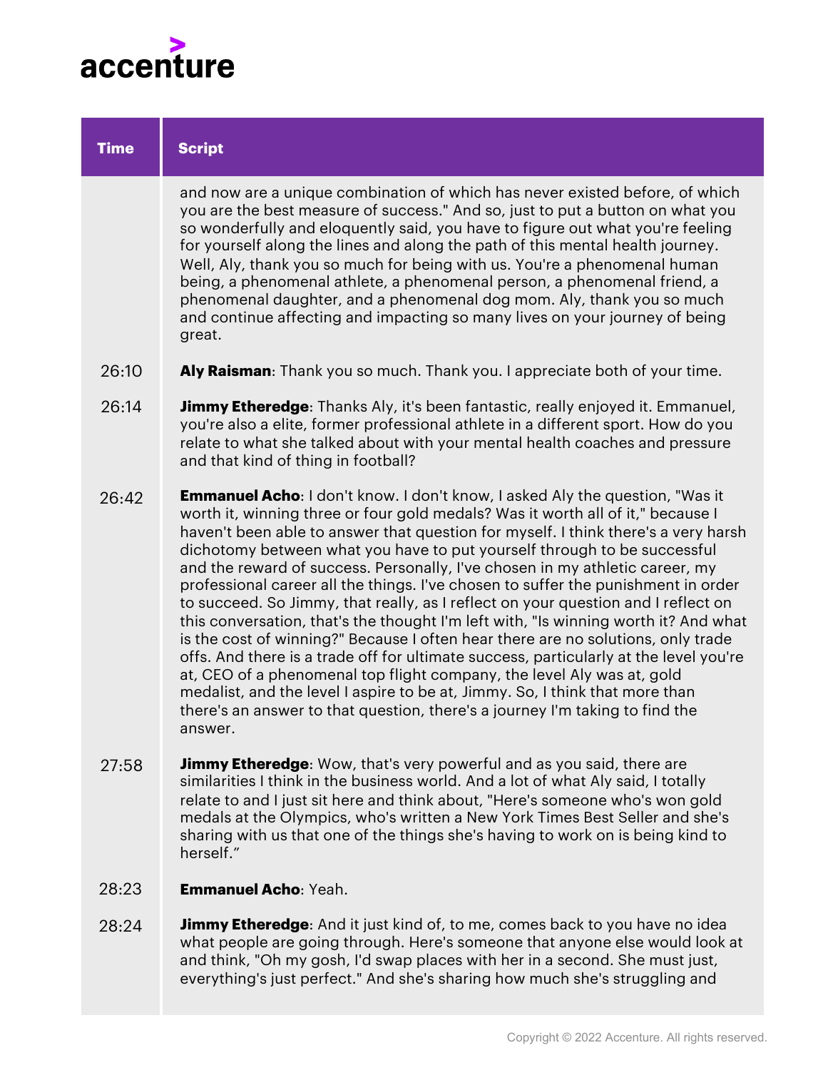| Time | Script |
|---|---|
| | and now are a unique combination of which has never existed before, of which you are the best measure of success." And so, just to put a button on what you so wonderfully and eloquently said, you have to figure out what you're feeling for yourself along the lines and along the path of this mental health journey. Well, Aly, thank you so much for being with us. You're a phenomenal human being, a phenomenal athlete, a phenomenal person, a phenomenal friend, a phenomenal daughter, and a phenomenal dog mom. Aly, thank you so much and continue affecting and impacting so many lives on your journey of being great. |
| 26:10 | **Aly Raisman**: Thank you so much. Thank you. I appreciate both of your time. |
| 26:14 | **Jimmy Etheredge**: Thanks Aly, it's been fantastic, really enjoyed it. Emmanuel, you're also a elite, former professional athlete in a different sport. How do you relate to what she talked about with your mental health coaches and pressure and that kind of thing in football? |
| 26:42 | **Emmanuel Acho**: I don't know. I don't know, I asked Aly the question, "Was it worth it, winning three or four gold medals? Was it worth all of it," because I haven't been able to answer that question for myself. I think there's a very harsh dichotomy between what you have to put yourself through to be successful and the reward of success. Personally, I've chosen in my athletic career, my professional career all the things. I've chosen to suffer the punishment in order to succeed. So Jimmy, that really, as I reflect on your question and I reflect on this conversation, that's the thought I'm left with, "Is winning worth it? And what is the cost of winning?" Because I often hear there are no solutions, only trade offs. And there is a trade off for ultimate success, particularly at the level you're at, CEO of a phenomenal top flight company, the level Aly was at, gold medalist, and the level I aspire to be at, Jimmy. So, I think that more than there's an answer to that question, there's a journey I'm taking to find the answer. |
| 27:58 | **Jimmy Etheredge**: Wow, that's very powerful and as you said, there are similarities I think in the business world. And a lot of what Aly said, I totally relate to and I just sit here and think about, "Here's someone who's won gold medals at the Olympics, who's written a New York Times Best Seller and she's sharing with us that one of the things she's having to work on is being kind to herself." |
| 28:23 | **Emmanuel Acho**: Yeah. |
| 28:24 | **Jimmy Etheredge**: And it just kind of, to me, comes back to you have no idea what people are going through. Here's someone that anyone else would look at and think, "Oh my gosh, I'd swap places with her in a second. She must just, everything's just perfect." And she's sharing how much she's struggling and |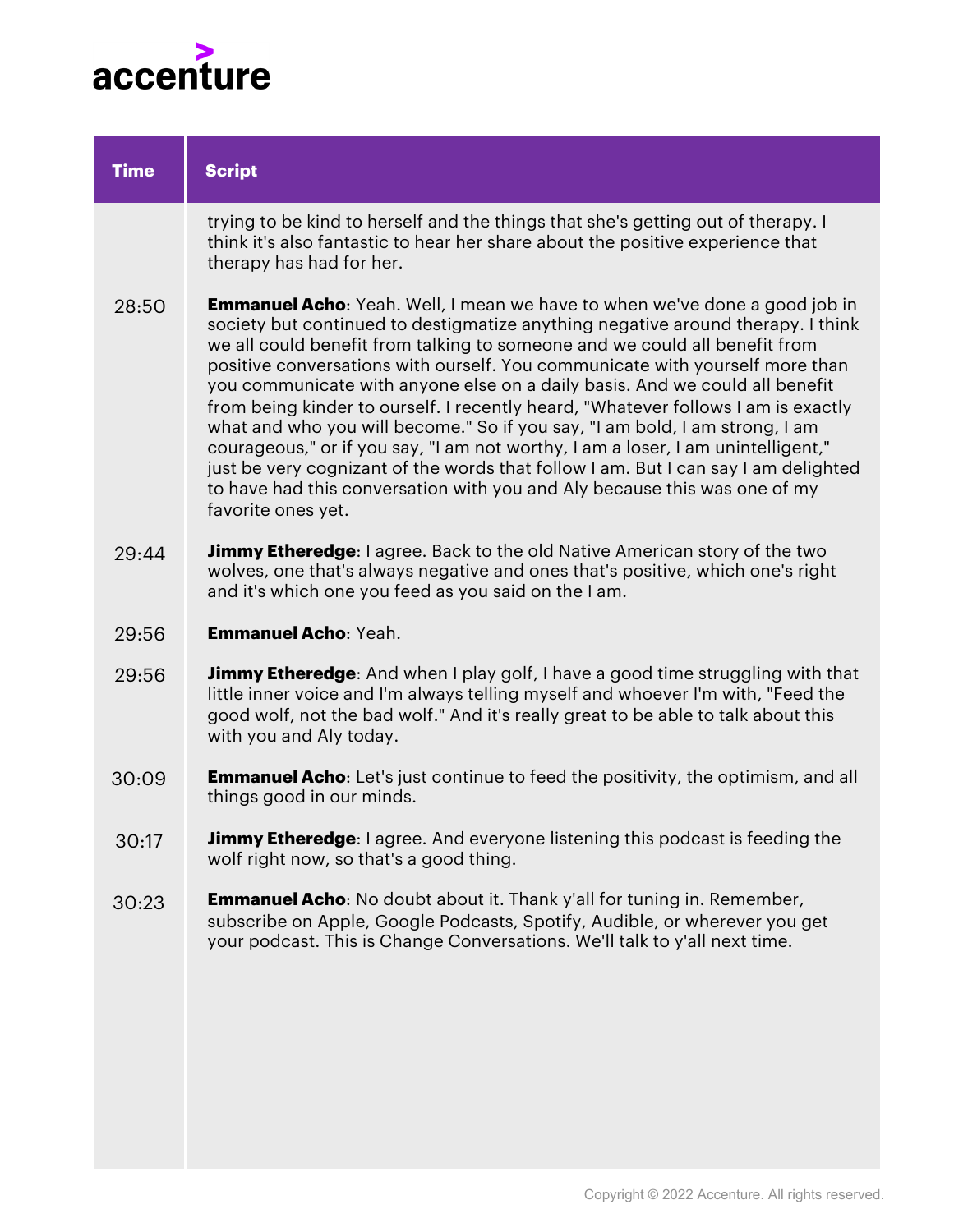| Time | Script |
|---|---|
| | trying to be kind to herself and the things that she's getting out of therapy. I think it's also fantastic to hear her share about the positive experience that therapy has had for her. |
| 28:50 | **Emmanuel Acho**: Yeah. Well, I mean we have to when we've done a good job in society but continued to destigmatize anything negative around therapy. I think we all could benefit from talking to someone and we could all benefit from positive conversations with ourself. You communicate with yourself more than you communicate with anyone else on a daily basis. And we could all benefit from being kinder to ourself. I recently heard, "Whatever follows I am is exactly what and who you will become." So if you say, "I am bold, I am strong, I am courageous," or if you say, "I am not worthy, I am a loser, I am unintelligent," just be very cognizant of the words that follow I am. But I can say I am delighted to have had this conversation with you and Aly because this was one of my favorite ones yet. |
| 29:44 | **Jimmy Etheredge**: I agree. Back to the old Native American story of the two wolves, one that's always negative and ones that's positive, which one's right and it's which one you feed as you said on the I am. |
| 29:56 | **Emmanuel Acho**: Yeah. |
| 29:56 | **Jimmy Etheredge**: And when I play golf, I have a good time struggling with that little inner voice and I'm always telling myself and whoever I'm with, "Feed the good wolf, not the bad wolf." And it's really great to be able to talk about this with you and Aly today. |
| 30:09 | **Emmanuel Acho**: Let's just continue to feed the positivity, the optimism, and all things good in our minds. |
| 30:17 | **Jimmy Etheredge**: I agree. And everyone listening this podcast is feeding the wolf right now, so that's a good thing. |
| 30:23 | **Emmanuel Acho**: No doubt about it. Thank y'all for tuning in. Remember, subscribe on Apple, Google Podcasts, Spotify, Audible, or wherever you get your podcast. This is Change Conversations. We'll talk to y'all next time. |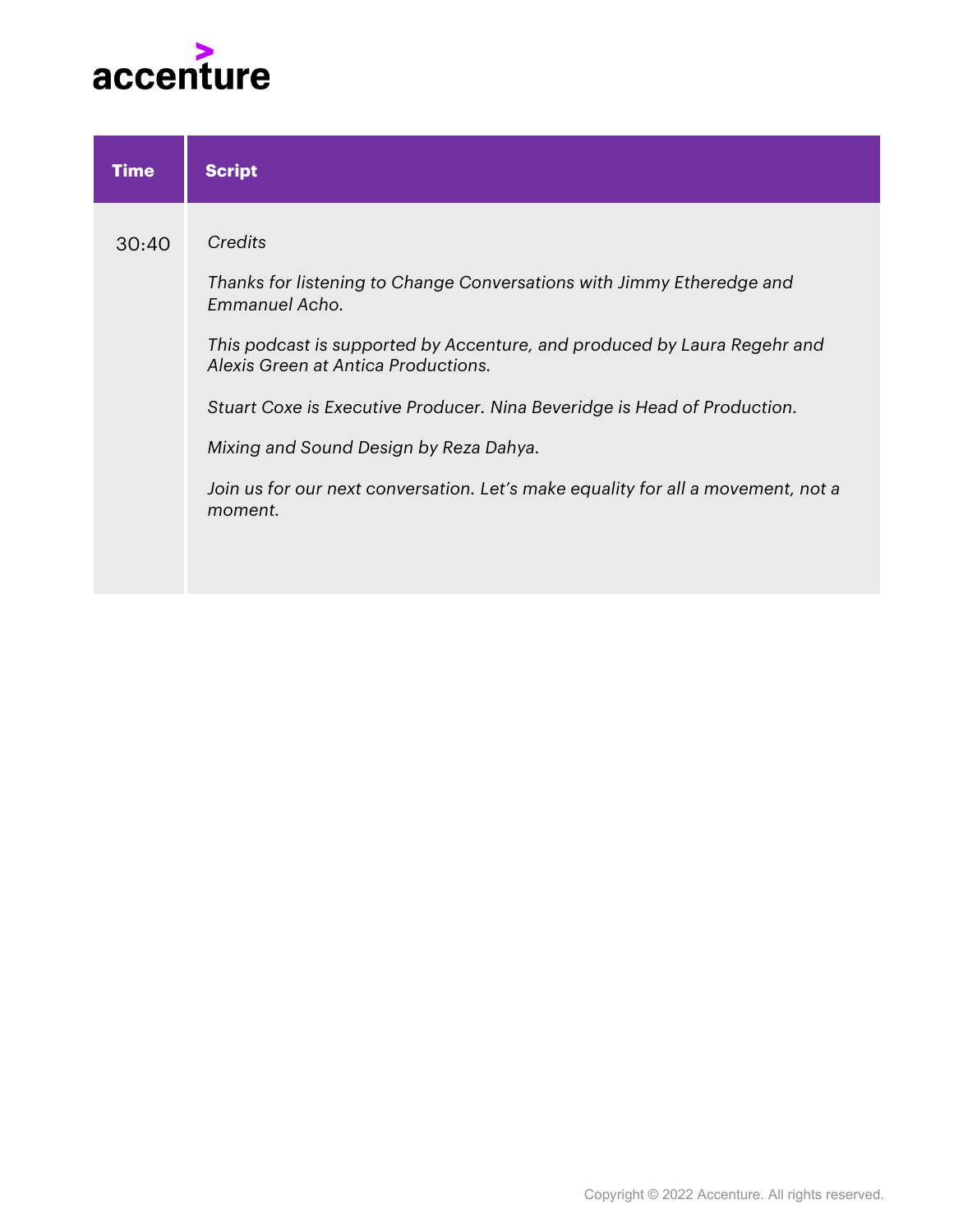accenture

| Time | Script |
| --- | --- |
| 30:40 | *Credits*<br><br>*Thanks for listening to Change Conversations with Jimmy Etheredge and Emmanuel Acho.*<br><br>*This podcast is supported by Accenture, and produced by Laura Regehr and Alexis Green at Antica Productions.*<br><br>*Stuart Coxe is Executive Producer. Nina Beveridge is Head of Production.*<br><br>*Mixing and Sound Design by Reza Dahya.*<br><br>*Join us for our next conversation. Let's make equality for all a movement, not a moment.* |

Copyright © 2022 Accenture. All rights reserved.